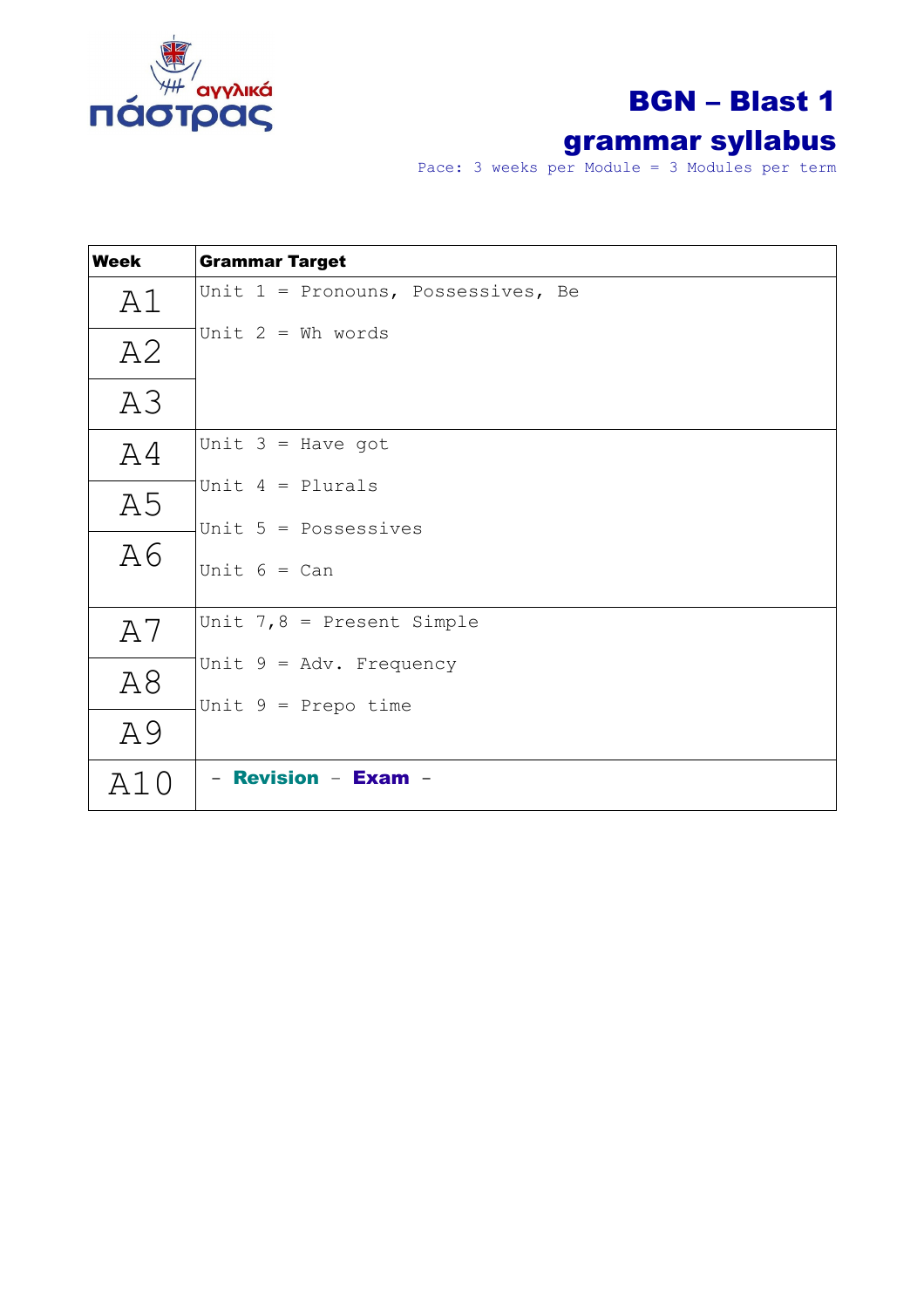αγγλικά πάστρας

# BGN – Blast 1
# grammar syllabus

Pace: 3 weeks per Module = 3 Modules per term

| Week | Grammar Target |
|---|---|
| A1 | Unit 1 = Pronouns, Possessives, Be<br>Unit 2 = Wh words |
| A2 | |
| A3 | |
| A4 | Unit 3 = Have got<br>Unit 4 = Plurals<br>Unit 5 = Possessives<br>Unit 6 = Can |
| A5 | |
| A6 | |
| A7 | Unit 7,8 = Present Simple<br>Unit 9 = Adv. Frequency<br>Unit 9 = Prepo time |
| A8 | |
| A9 | |
| A10 | - **Revision** - **Exam** - |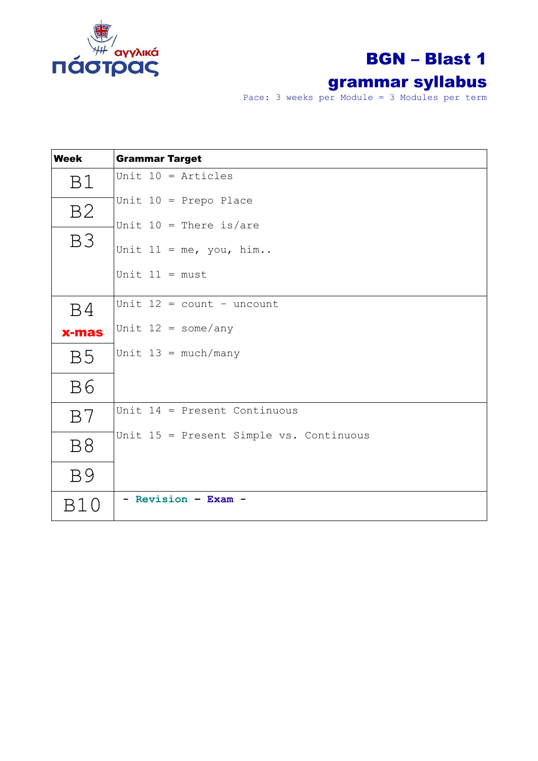# BGN – Blast 1 grammar syllabus

Pace: 3 weeks per Module = 3 Modules per term

| Week | Grammar Target |
|---|---|
| B1<br>B2<br>B3 | Unit 10 = Articles<br>Unit 10 = Prepo Place<br>Unit 10 = There is/are<br>Unit 11 = me, you, him..<br>Unit 11 = must |
| B4 **x-mas**<br>B5<br>B6 | Unit 12 = count - uncount<br>Unit 12 = some/any<br>Unit 13 = much/many |
| B7<br>B8<br>B9 | Unit 14 = Present Continuous<br>Unit 15 = Present Simple vs. Continuous |
| B10 | - **Revision** - **Exam** - |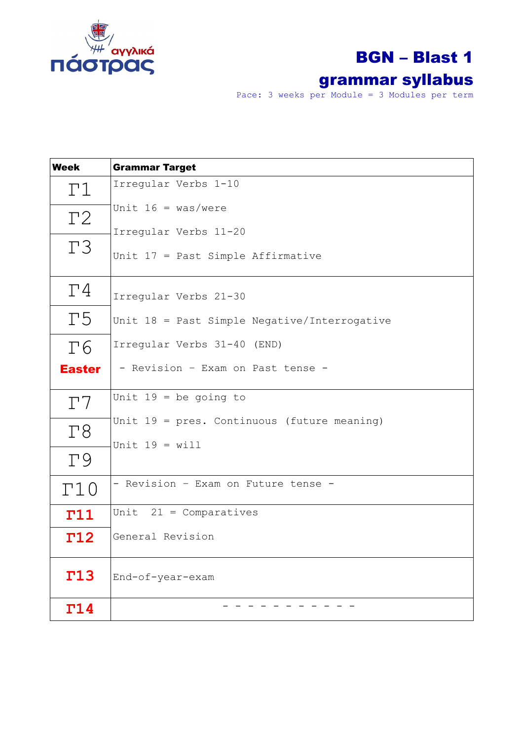αγγλικά πάστρας

# BGN – Blast 1
# grammar syllabus

Pace: 3 weeks per Module = 3 Modules per term

| Week | Grammar Target |
| --- | --- |
| Γ1<br>Γ2<br>Γ3 | Irregular Verbs 1-10<br>Unit 16 = was/were<br>Irregular Verbs 11-20<br>Unit 17 = Past Simple Affirmative |
| Γ4<br>Γ5<br>Γ6<br>**Easter** | Irregular Verbs 21-30<br>Unit 18 = Past Simple Negative/Interrogative<br>Irregular Verbs 31-40 (END)<br>- Revision - Exam on Past tense - |
| Γ7<br>Γ8<br>Γ9 | Unit 19 = be going to<br>Unit 19 = pres. Continuous (future meaning)<br>Unit 19 = will |
| Γ10 | - Revision - Exam on Future tense - |
| **Γ11**<br>**Γ12** | Unit 21 = Comparatives<br>General Revision |
| **Γ13** | End-of-year-exam |
| **Γ14** | - - - - - - - - - - - |